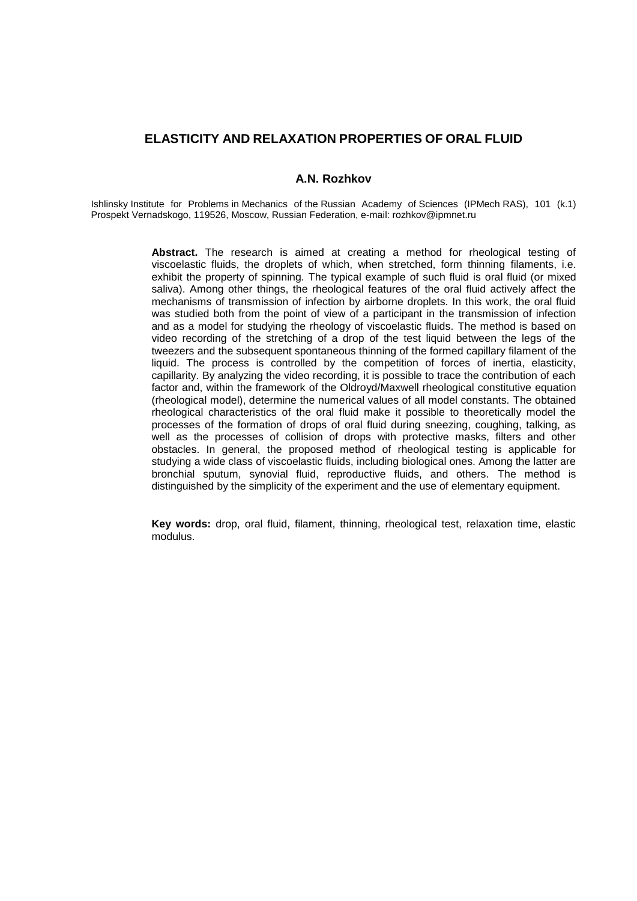# ELASTICITY AND RELAXATION PROPERTIES OF ORAL FLUID

**A.N. Rozhkov**

Ishlinsky Institute for Problems in Mechanics of the Russian Academy of Sciences (IPMech RAS), 101 (k.1) Prospekt Vernadskogo, 119526, Moscow, Russian Federation, e-mail: rozhkov@ipmnet.ru

**Abstract.** The research is aimed at creating a method for rheological testing of viscoelastic fluids, the droplets of which, when stretched, form thinning filaments, i.e. exhibit the property of spinning. The typical example of such fluid is oral fluid (or mixed saliva). Among other things, the rheological features of the oral fluid actively affect the mechanisms of transmission of infection by airborne droplets. In this work, the oral fluid was studied both from the point of view of a participant in the transmission of infection and as a model for studying the rheology of viscoelastic fluids. The method is based on video recording of the stretching of a drop of the test liquid between the legs of the tweezers and the subsequent spontaneous thinning of the formed capillary filament of the liquid. The process is controlled by the competition of forces of inertia, elasticity, capillarity. By analyzing the video recording, it is possible to trace the contribution of each factor and, within the framework of the Oldroyd/Maxwell rheological constitutive equation (rheological model), determine the numerical values of all model constants. The obtained rheological characteristics of the oral fluid make it possible to theoretically model the processes of the formation of drops of oral fluid during sneezing, coughing, talking, as well as the processes of collision of drops with protective masks, filters and other obstacles. In general, the proposed method of rheological testing is applicable for studying a wide class of viscoelastic fluids, including biological ones. Among the latter are bronchial sputum, synovial fluid, reproductive fluids, and others. The method is distinguished by the simplicity of the experiment and the use of elementary equipment.

**Key words:** drop, oral fluid, filament, thinning, rheological test, relaxation time, elastic modulus.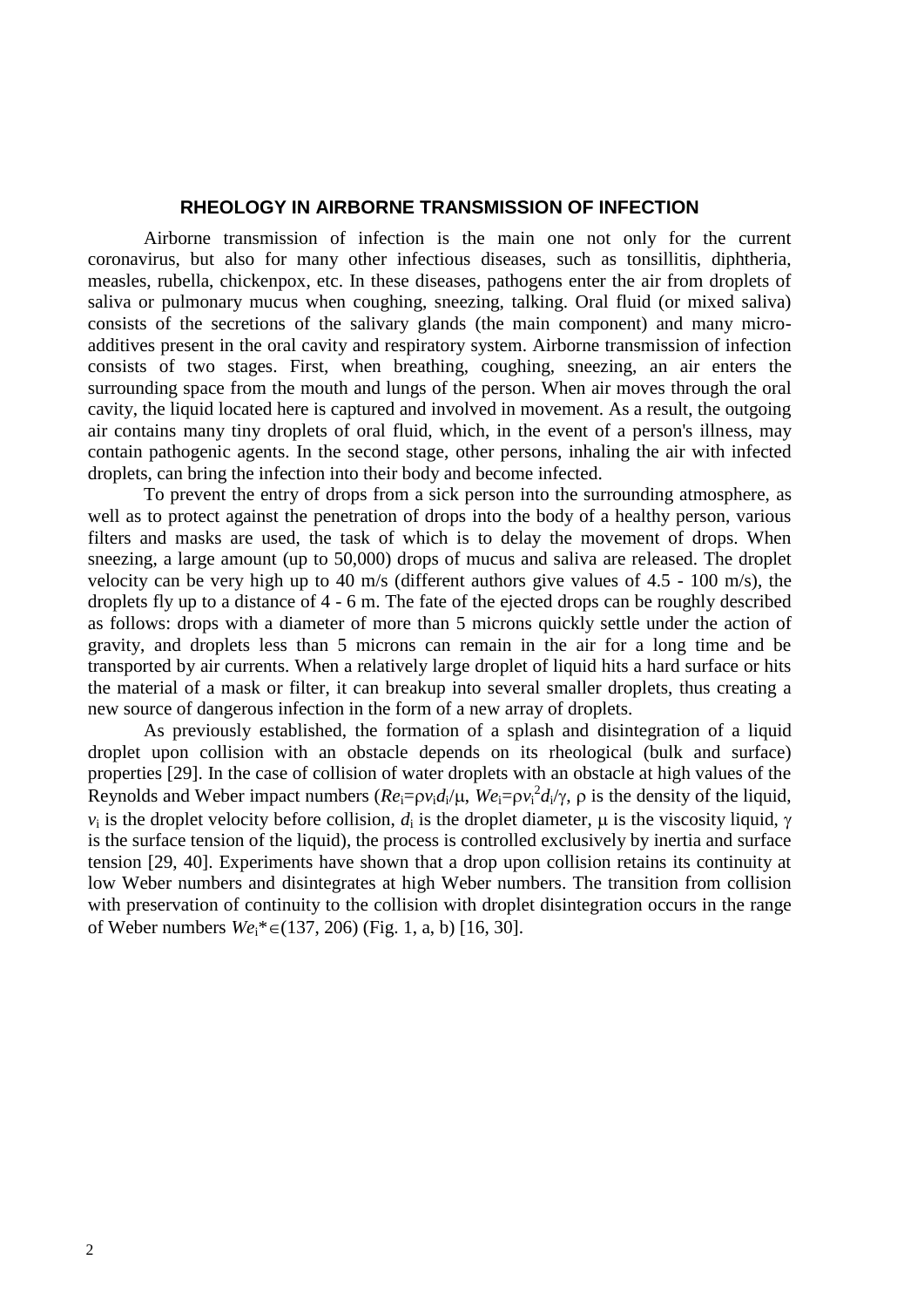## RHEOLOGY IN AIRBORNE TRANSMISSION OF INFECTION

Airborne transmission of infection is the main one not only for the current coronavirus, but also for many other infectious diseases, such as tonsillitis, diphtheria, measles, rubella, chickenpox, etc. In these diseases, pathogens enter the air from droplets of saliva or pulmonary mucus when coughing, sneezing, talking. Oral fluid (or mixed saliva) consists of the secretions of the salivary glands (the main component) and many micro-additives present in the oral cavity and respiratory system. Airborne transmission of infection consists of two stages. First, when breathing, coughing, sneezing, an air enters the surrounding space from the mouth and lungs of the person. When air moves through the oral cavity, the liquid located here is captured and involved in movement. As a result, the outgoing air contains many tiny droplets of oral fluid, which, in the event of a person's illness, may contain pathogenic agents. In the second stage, other persons, inhaling the air with infected droplets, can bring the infection into their body and become infected.

To prevent the entry of drops from a sick person into the surrounding atmosphere, as well as to protect against the penetration of drops into the body of a healthy person, various filters and masks are used, the task of which is to delay the movement of drops. When sneezing, a large amount (up to 50,000) drops of mucus and saliva are released. The droplet velocity can be very high up to 40 m/s (different authors give values of 4.5 - 100 m/s), the droplets fly up to a distance of 4 - 6 m. The fate of the ejected drops can be roughly described as follows: drops with a diameter of more than 5 microns quickly settle under the action of gravity, and droplets less than 5 microns can remain in the air for a long time and be transported by air currents. When a relatively large droplet of liquid hits a hard surface or hits the material of a mask or filter, it can breakup into several smaller droplets, thus creating a new source of dangerous infection in the form of a new array of droplets.

As previously established, the formation of a splash and disintegration of a liquid droplet upon collision with an obstacle depends on its rheological (bulk and surface) properties [29]. In the case of collision of water droplets with an obstacle at high values of the Reynolds and Weber impact numbers ($Re_i=\rho v_i d_i/\mu$, $We_i=\rho v_i^2 d_i/\gamma$, $\rho$ is the density of the liquid, $v_i$ is the droplet velocity before collision, $d_i$ is the droplet diameter, $\mu$ is the viscosity liquid, $\gamma$ is the surface tension of the liquid), the process is controlled exclusively by inertia and surface tension [29, 40]. Experiments have shown that a drop upon collision retains its continuity at low Weber numbers and disintegrates at high Weber numbers. The transition from collision with preservation of continuity to the collision with droplet disintegration occurs in the range of Weber numbers $We_i^* \in (137, 206)$ (Fig. 1, a, b) [16, 30].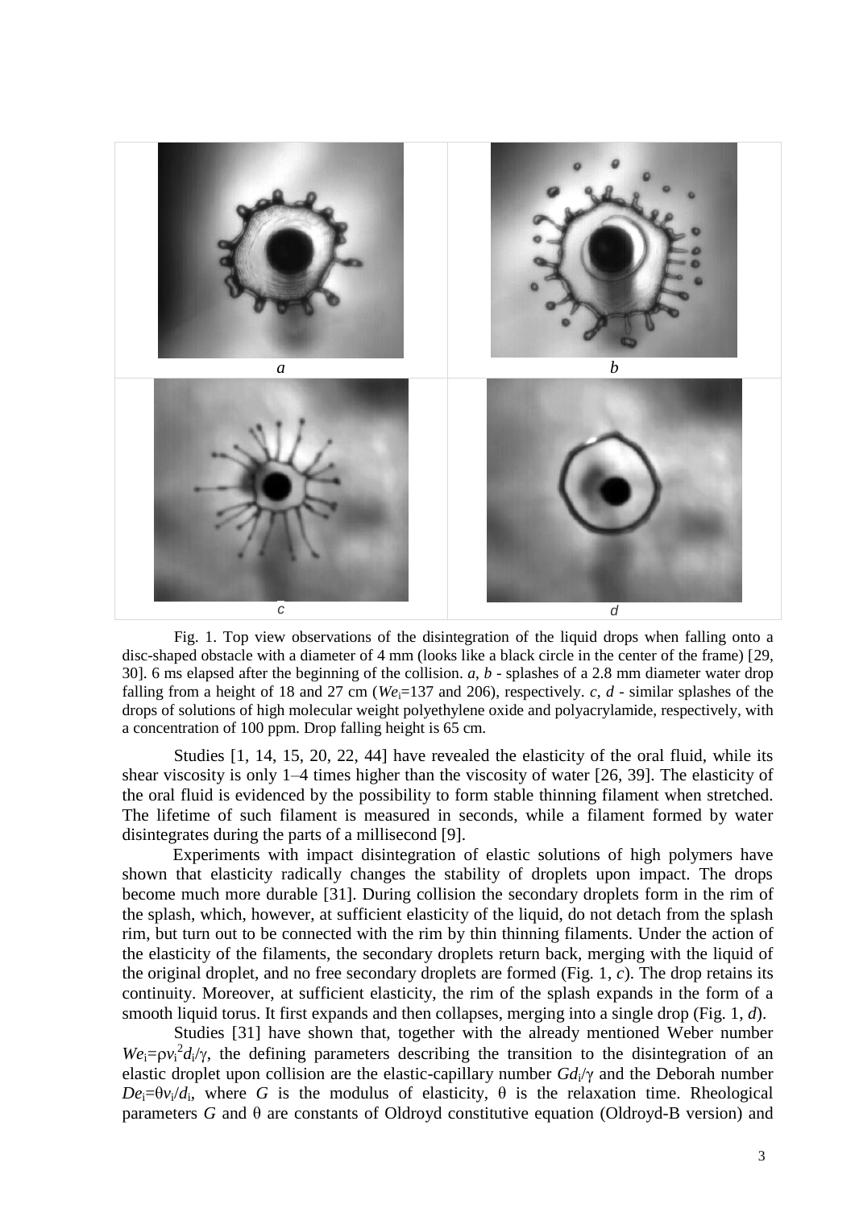Fig. 1. Top view observations of the disintegration of the liquid drops when falling onto a disc-shaped obstacle with a diameter of 4 mm (looks like a black circle in the center of the frame) [29, 30]. 6 ms elapsed after the beginning of the collision. *a*, *b* - splashes of a 2.8 mm diameter water drop falling from a height of 18 and 27 cm ($We_i$=137 and 206), respectively. *c*, *d* - similar splashes of the drops of solutions of high molecular weight polyethylene oxide and polyacrylamide, respectively, with a concentration of 100 ppm. Drop falling height is 65 cm.

Studies [1, 14, 15, 20, 22, 44] have revealed the elasticity of the oral fluid, while its shear viscosity is only 1–4 times higher than the viscosity of water [26, 39]. The elasticity of the oral fluid is evidenced by the possibility to form stable thinning filament when stretched. The lifetime of such filament is measured in seconds, while a filament formed by water disintegrates during the parts of a millisecond [9].

Experiments with impact disintegration of elastic solutions of high polymers have shown that elasticity radically changes the stability of droplets upon impact. The drops become much more durable [31]. During collision the secondary droplets form in the rim of the splash, which, however, at sufficient elasticity of the liquid, do not detach from the splash rim, but turn out to be connected with the rim by thin thinning filaments. Under the action of the elasticity of the filaments, the secondary droplets return back, merging with the liquid of the original droplet, and no free secondary droplets are formed (Fig. 1, *c*). The drop retains its continuity. Moreover, at sufficient elasticity, the rim of the splash expands in the form of a smooth liquid torus. It first expands and then collapses, merging into a single drop (Fig. 1, *d*).

Studies [31] have shown that, together with the already mentioned Weber number $We_i=\rho v_i^2 d_i/\gamma$, the defining parameters describing the transition to the disintegration of an elastic droplet upon collision are the elastic-capillary number $Gd_i/\gamma$ and the Deborah number $De_i=\theta v_i/d_i$, where $G$ is the modulus of elasticity, $\theta$ is the relaxation time. Rheological parameters $G$ and $\theta$ are constants of Oldroyd constitutive equation (Oldroyd-B version) and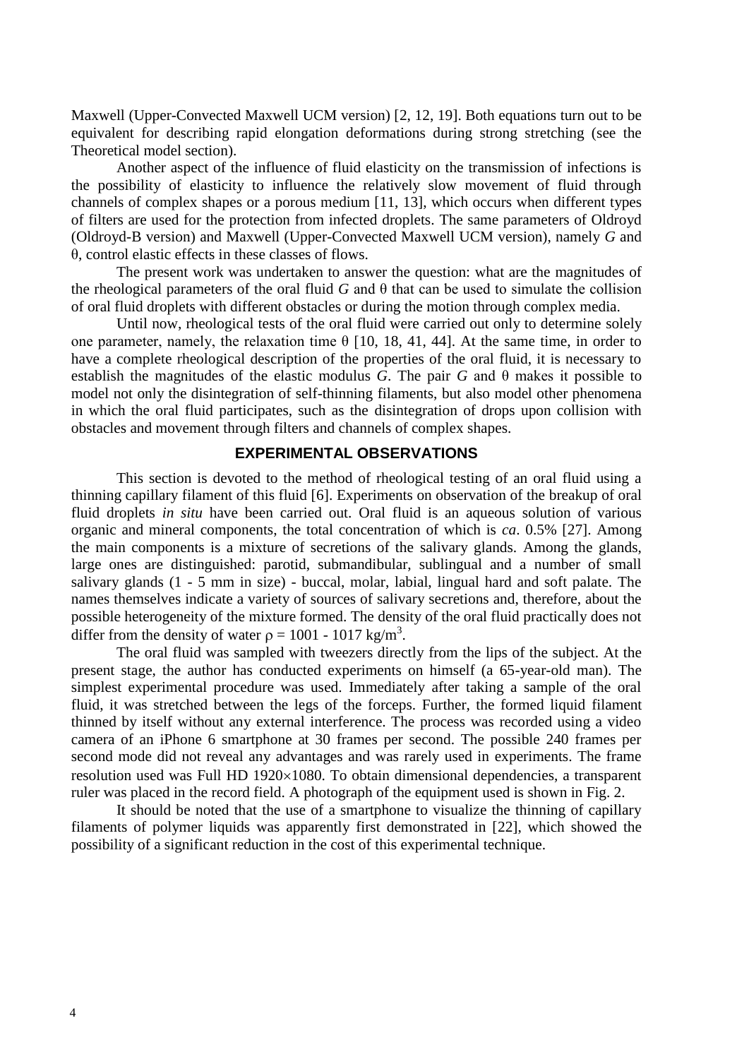Maxwell (Upper-Convected Maxwell UCM version) [2, 12, 19]. Both equations turn out to be equivalent for describing rapid elongation deformations during strong stretching (see the Theoretical model section).

Another aspect of the influence of fluid elasticity on the transmission of infections is the possibility of elasticity to influence the relatively slow movement of fluid through channels of complex shapes or a porous medium [11, 13], which occurs when different types of filters are used for the protection from infected droplets. The same parameters of Oldroyd (Oldroyd-B version) and Maxwell (Upper-Convected Maxwell UCM version), namely $G$ and $\theta$, control elastic effects in these classes of flows.

The present work was undertaken to answer the question: what are the magnitudes of the rheological parameters of the oral fluid $G$ and $\theta$ that can be used to simulate the collision of oral fluid droplets with different obstacles or during the motion through complex media.

Until now, rheological tests of the oral fluid were carried out only to determine solely one parameter, namely, the relaxation time $\theta$ [10, 18, 41, 44]. At the same time, in order to have a complete rheological description of the properties of the oral fluid, it is necessary to establish the magnitudes of the elastic modulus $G$. The pair $G$ and $\theta$ makes it possible to model not only the disintegration of self-thinning filaments, but also model other phenomena in which the oral fluid participates, such as the disintegration of drops upon collision with obstacles and movement through filters and channels of complex shapes.

## EXPERIMENTAL OBSERVATIONS

This section is devoted to the method of rheological testing of an oral fluid using a thinning capillary filament of this fluid [6]. Experiments on observation of the breakup of oral fluid droplets *in situ* have been carried out. Oral fluid is an aqueous solution of various organic and mineral components, the total concentration of which is *ca*. 0.5% [27]. Among the main components is a mixture of secretions of the salivary glands. Among the glands, large ones are distinguished: parotid, submandibular, sublingual and a number of small salivary glands (1 - 5 mm in size) - buccal, molar, labial, lingual hard and soft palate. The names themselves indicate a variety of sources of salivary secretions and, therefore, about the possible heterogeneity of the mixture formed. The density of the oral fluid practically does not differ from the density of water $\rho$ = 1001 - 1017 kg/m$^3$.

The oral fluid was sampled with tweezers directly from the lips of the subject. At the present stage, the author has conducted experiments on himself (a 65-year-old man). The simplest experimental procedure was used. Immediately after taking a sample of the oral fluid, it was stretched between the legs of the forceps. Further, the formed liquid filament thinned by itself without any external interference. The process was recorded using a video camera of an iPhone 6 smartphone at 30 frames per second. The possible 240 frames per second mode did not reveal any advantages and was rarely used in experiments. The frame resolution used was Full HD 1920$\times$1080. To obtain dimensional dependencies, a transparent ruler was placed in the record field. A photograph of the equipment used is shown in Fig. 2.

It should be noted that the use of a smartphone to visualize the thinning of capillary filaments of polymer liquids was apparently first demonstrated in [22], which showed the possibility of a significant reduction in the cost of this experimental technique.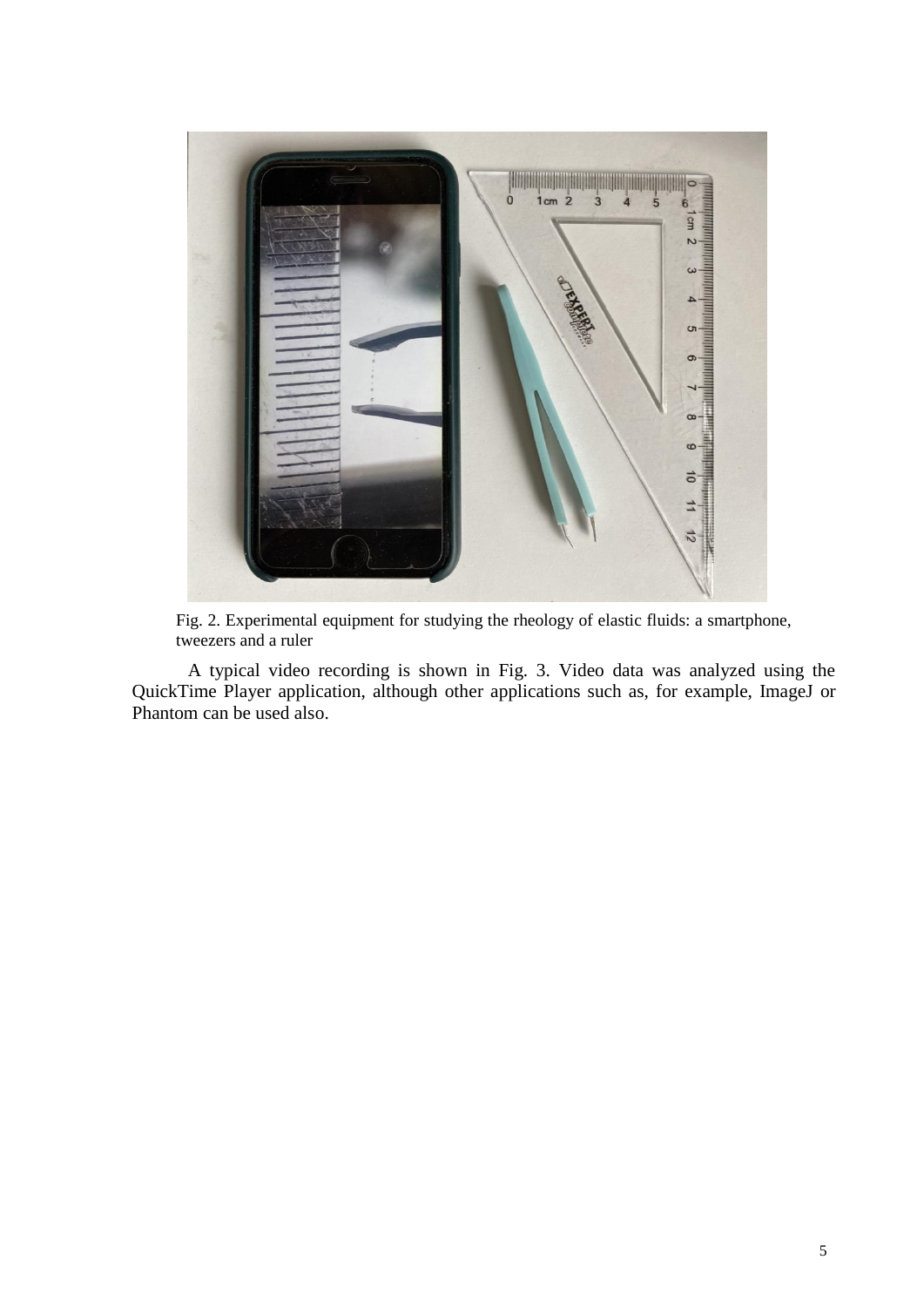Fig. 2. Experimental equipment for studying the rheology of elastic fluids: a smartphone, tweezers and a ruler

A typical video recording is shown in Fig. 3. Video data was analyzed using the QuickTime Player application, although other applications such as, for example, ImageJ or Phantom can be used also.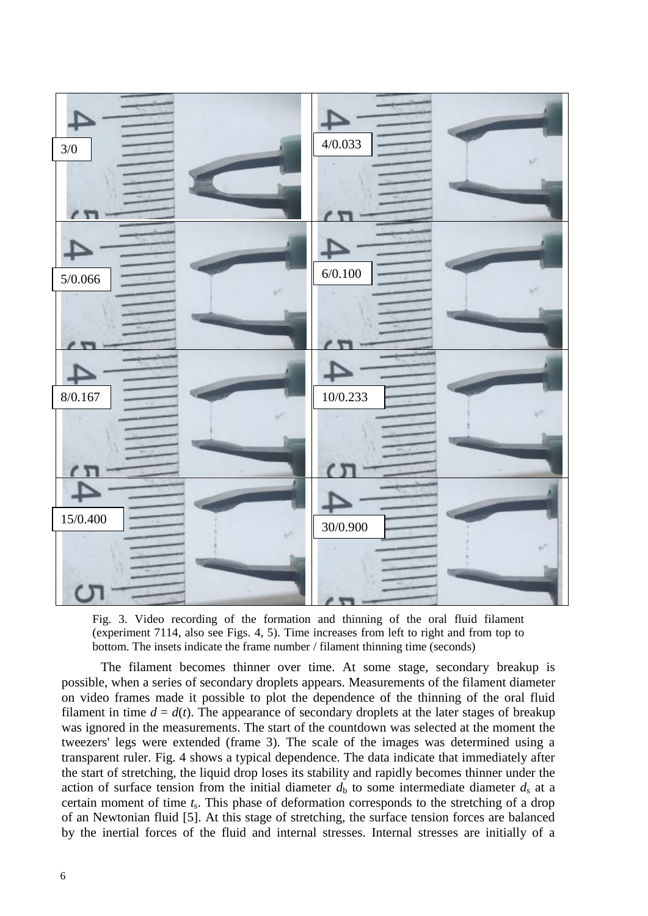Fig. 3. Video recording of the formation and thinning of the oral fluid filament (experiment 7114, also see Figs. 4, 5). Time increases from left to right and from top to bottom. The insets indicate the frame number / filament thinning time (seconds)

The filament becomes thinner over time. At some stage, secondary breakup is possible, when a series of secondary droplets appears. Measurements of the filament diameter on video frames made it possible to plot the dependence of the thinning of the oral fluid filament in time $d = d(t)$. The appearance of secondary droplets at the later stages of breakup was ignored in the measurements. The start of the countdown was selected at the moment the tweezers' legs were extended (frame 3). The scale of the images was determined using a transparent ruler. Fig. 4 shows a typical dependence. The data indicate that immediately after the start of stretching, the liquid drop loses its stability and rapidly becomes thinner under the action of surface tension from the initial diameter $d_b$ to some intermediate diameter $d_s$ at a certain moment of time $t_s$. This phase of deformation corresponds to the stretching of a drop of an Newtonian fluid [5]. At this stage of stretching, the surface tension forces are balanced by the inertial forces of the fluid and internal stresses. Internal stresses are initially of a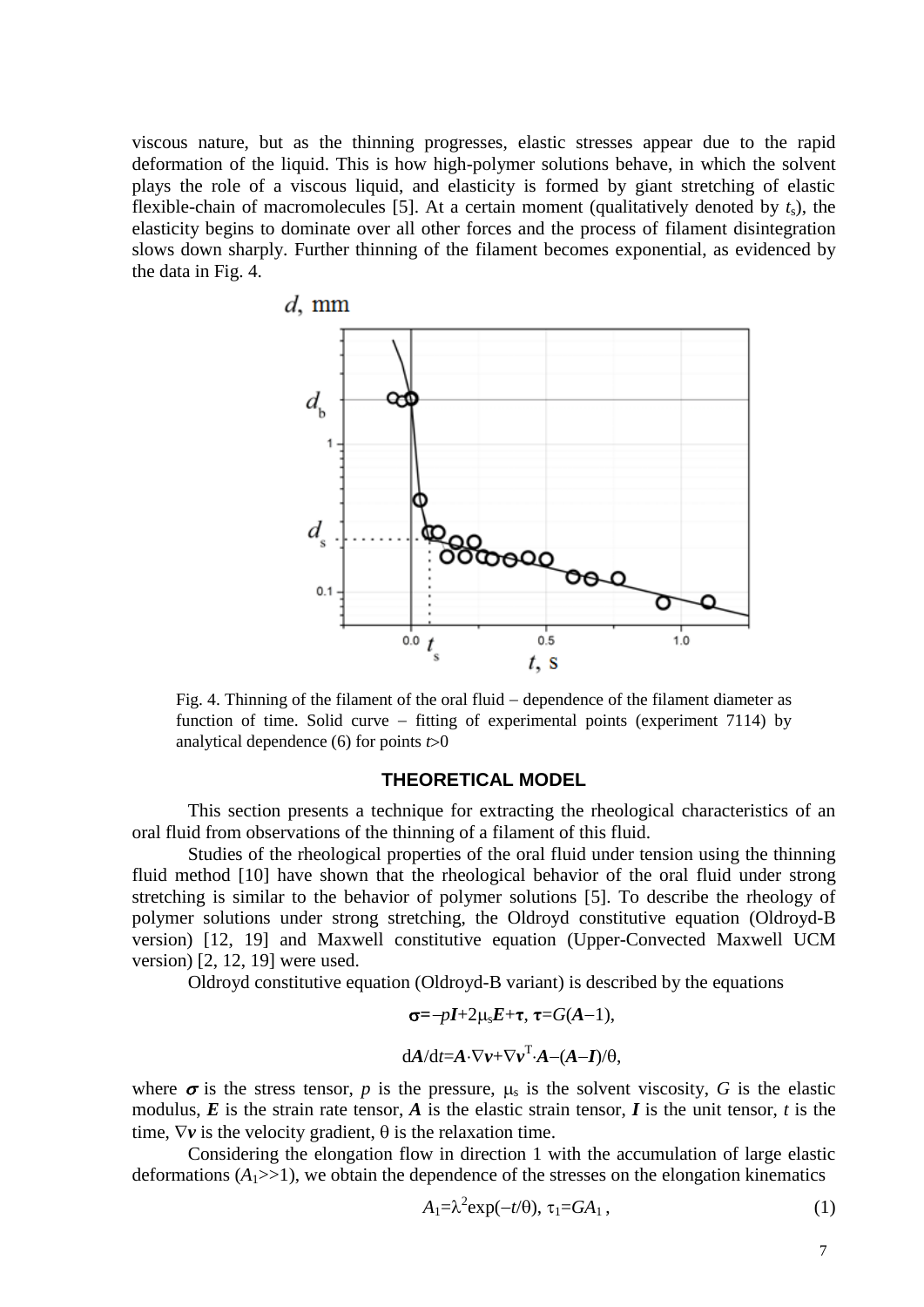viscous nature, but as the thinning progresses, elastic stresses appear due to the rapid deformation of the liquid. This is how high-polymer solutions behave, in which the solvent plays the role of a viscous liquid, and elasticity is formed by giant stretching of elastic flexible-chain of macromolecules [5]. At a certain moment (qualitatively denoted by $t_s$), the elasticity begins to dominate over all other forces and the process of filament disintegration slows down sharply. Further thinning of the filament becomes exponential, as evidenced by the data in Fig. 4.

Fig. 4. Thinning of the filament of the oral fluid – dependence of the filament diameter as function of time. Solid curve – fitting of experimental points (experiment 7114) by analytical dependence (6) for points $t>0$

## THEORETICAL MODEL

This section presents a technique for extracting the rheological characteristics of an oral fluid from observations of the thinning of a filament of this fluid.

Studies of the rheological properties of the oral fluid under tension using the thinning fluid method [10] have shown that the rheological behavior of the oral fluid under strong stretching is similar to the behavior of polymer solutions [5]. To describe the rheology of polymer solutions under strong stretching, the Oldroyd constitutive equation (Oldroyd-B version) [12, 19] and Maxwell constitutive equation (Upper-Convected Maxwell UCM version) [2, 12, 19] were used.

Oldroyd constitutive equation (Oldroyd-B variant) is described by the equations

$$\boldsymbol{\sigma}=-p\boldsymbol{I}+2\mu_s\boldsymbol{E}+\boldsymbol{\tau},\ \boldsymbol{\tau}=G(\boldsymbol{A}-1),$$

$$\mathrm{d}\boldsymbol{A}/\mathrm{d}t=\boldsymbol{A}\cdot\nabla\boldsymbol{v}+\nabla\boldsymbol{v}^{\mathrm{T}}\cdot\boldsymbol{A}-(\boldsymbol{A}-\boldsymbol{I})/\theta,$$

where $\boldsymbol{\sigma}$ is the stress tensor, $p$ is the pressure, $\mu_s$ is the solvent viscosity, $G$ is the elastic modulus, $\boldsymbol{E}$ is the strain rate tensor, $\boldsymbol{A}$ is the elastic strain tensor, $\boldsymbol{I}$ is the unit tensor, $t$ is the time, $\nabla\boldsymbol{v}$ is the velocity gradient, $\theta$ is the relaxation time.

Considering the elongation flow in direction 1 with the accumulation of large elastic deformations ($A_1 >> 1$), we obtain the dependence of the stresses on the elongation kinematics

$$A_1=\lambda^2\exp(-t/\theta),\ \tau_1=GA_1\,, \tag{1}$$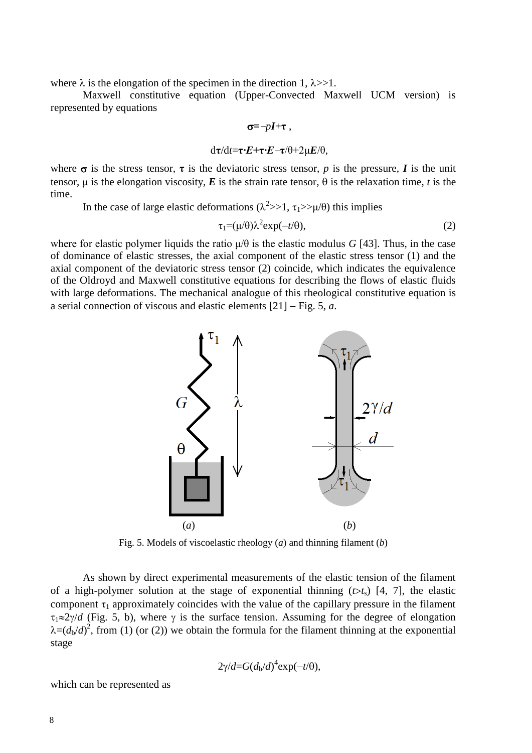where $\lambda$ is the elongation of the specimen in the direction 1, $\lambda$>>1.

Maxwell constitutive equation (Upper-Convected Maxwell UCM version) is represented by equations

$$\boldsymbol{\sigma}=-p\boldsymbol{I}+\boldsymbol{\tau}\ ,$$

$$\mathrm{d}\boldsymbol{\tau}/\mathrm{d}t=\boldsymbol{\tau}\cdot\boldsymbol{E}+\boldsymbol{\tau}\cdot\boldsymbol{E}-\boldsymbol{\tau}/\theta+2\mu\boldsymbol{E}/\theta,$$

where $\boldsymbol{\sigma}$ is the stress tensor, $\boldsymbol{\tau}$ is the deviatoric stress tensor, $p$ is the pressure, $\boldsymbol{I}$ is the unit tensor, $\mu$ is the elongation viscosity, $\boldsymbol{E}$ is the strain rate tensor, $\theta$ is the relaxation time, $t$ is the time.

In the case of large elastic deformations ($\lambda^2$>>1, $\tau_1$>>$\mu/\theta$) this implies

$$\tau_1=(\mu/\theta)\lambda^2\exp(-t/\theta), \tag{2}$$

where for elastic polymer liquids the ratio $\mu/\theta$ is the elastic modulus $G$ [43]. Thus, in the case of dominance of elastic stresses, the axial component of the elastic stress tensor (1) and the axial component of the deviatoric stress tensor (2) coincide, which indicates the equivalence of the Oldroyd and Maxwell constitutive equations for describing the flows of elastic fluids with large deformations. The mechanical analogue of this rheological constitutive equation is a serial connection of viscous and elastic elements [21] – Fig. 5, *a*.

Fig. 5. Models of viscoelastic rheology (*a*) and thinning filament (*b*)

As shown by direct experimental measurements of the elastic tension of the filament of a high-polymer solution at the stage of exponential thinning ($t$>$t_s$) [4, 7], the elastic component $\tau_1$ approximately coincides with the value of the capillary pressure in the filament $\tau_1\approx 2\gamma/d$ (Fig. 5, b), where $\gamma$ is the surface tension. Assuming for the degree of elongation $\lambda=(d_b/d)^2$, from (1) (or (2)) we obtain the formula for the filament thinning at the exponential stage

$$2\gamma/d=G(d_b/d)^4\exp(-t/\theta),$$

which can be represented as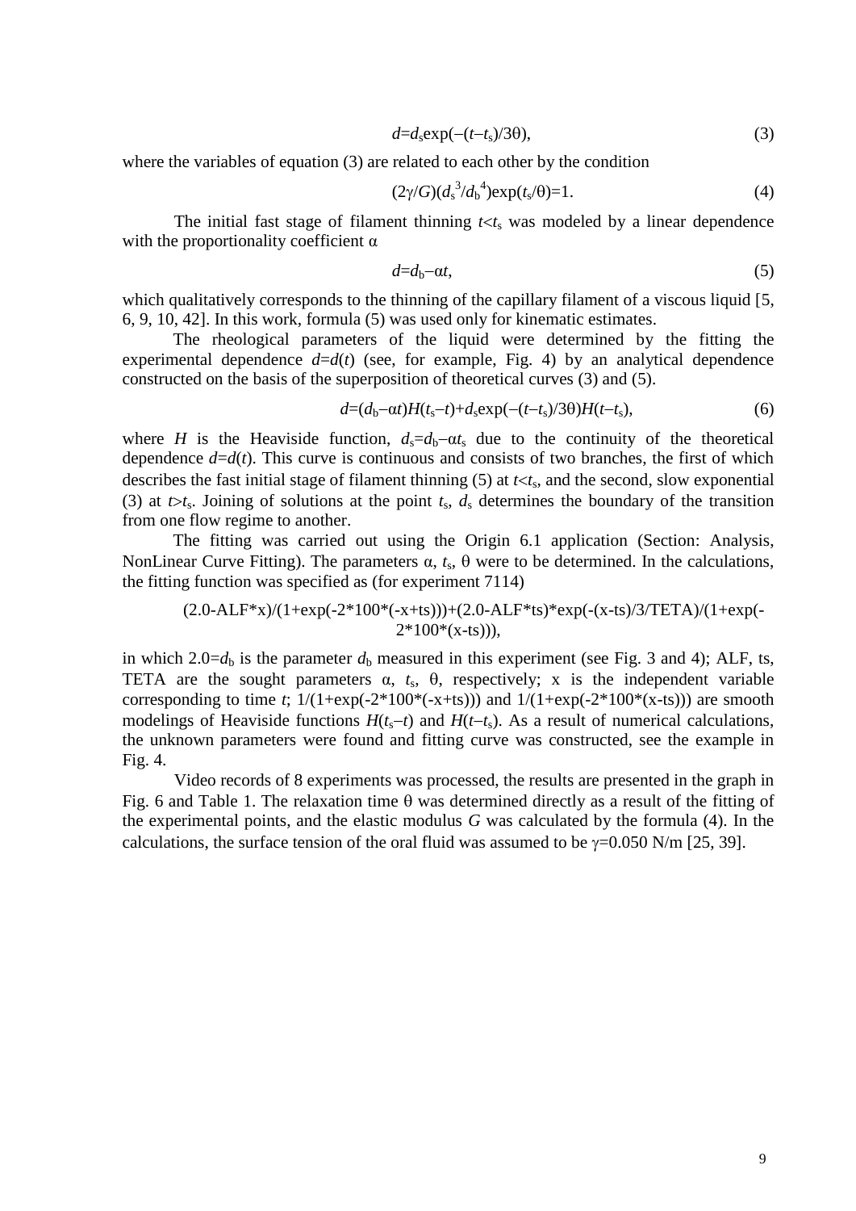$$d=d_s\exp(-(t-t_s)/3\theta), \tag{3}$$

where the variables of equation (3) are related to each other by the condition

$$(2\gamma/G)(d_s^3/d_b^4)\exp(t_s/\theta)=1. \tag{4}$$

The initial fast stage of filament thinning $t<t_s$ was modeled by a linear dependence with the proportionality coefficient $\alpha$

$$d=d_b-\alpha t, \tag{5}$$

which qualitatively corresponds to the thinning of the capillary filament of a viscous liquid [5, 6, 9, 10, 42]. In this work, formula (5) was used only for kinematic estimates.

The rheological parameters of the liquid were determined by the fitting the experimental dependence $d=d(t)$ (see, for example, Fig. 4) by an analytical dependence constructed on the basis of the superposition of theoretical curves (3) and (5).

$$d=(d_b-\alpha t)H(t_s-t)+d_s\exp(-(t-t_s)/3\theta)H(t-t_s), \tag{6}$$

where $H$ is the Heaviside function, $d_s=d_b-\alpha t_s$ due to the continuity of the theoretical dependence $d=d(t)$. This curve is continuous and consists of two branches, the first of which describes the fast initial stage of filament thinning (5) at $t<t_s$, and the second, slow exponential (3) at $t>t_s$. Joining of solutions at the point $t_s$, $d_s$ determines the boundary of the transition from one flow regime to another.

The fitting was carried out using the Origin 6.1 application (Section: Analysis, NonLinear Curve Fitting). The parameters $\alpha$, $t_s$, $\theta$ were to be determined. In the calculations, the fitting function was specified as (for experiment 7114)

```
(2.0-ALF*x)/(1+exp(-2*100*(-x+ts)))+(2.0-ALF*ts)*exp(-(x-ts)/3/TETA)/(1+exp(-2*100*(x-ts))),
```

in which $2.0=d_b$ is the parameter $d_b$ measured in this experiment (see Fig. 3 and 4); ALF, ts, TETA are the sought parameters $\alpha$, $t_s$, $\theta$, respectively; x is the independent variable corresponding to time $t$; 1/(1+exp(-2*100*(-x+ts))) and 1/(1+exp(-2*100*(x-ts))) are smooth modelings of Heaviside functions $H(t_s-t)$ and $H(t-t_s)$. As a result of numerical calculations, the unknown parameters were found and fitting curve was constructed, see the example in Fig. 4.

Video records of 8 experiments was processed, the results are presented in the graph in Fig. 6 and Table 1. The relaxation time $\theta$ was determined directly as a result of the fitting of the experimental points, and the elastic modulus $G$ was calculated by the formula (4). In the calculations, the surface tension of the oral fluid was assumed to be $\gamma=0.050$ N/m [25, 39].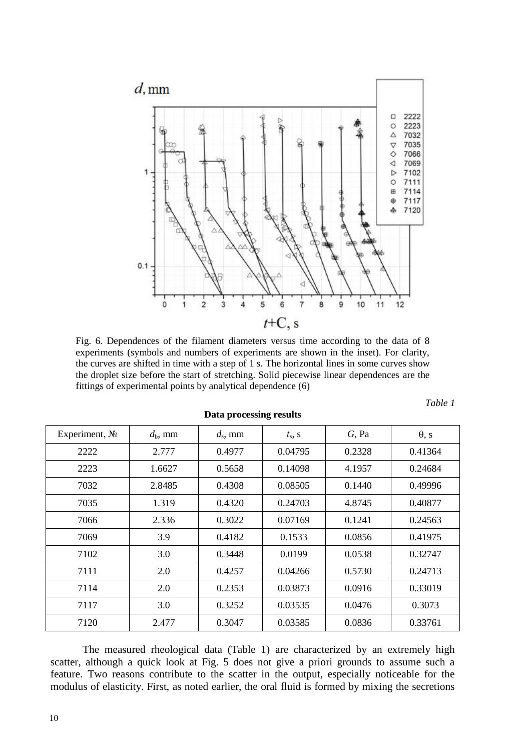Fig. 6. Dependences of the filament diameters versus time according to the data of 8 experiments (symbols and numbers of experiments are shown in the inset). For clarity, the curves are shifted in time with a step of 1 s. The horizontal lines in some curves show the droplet size before the start of stretching. Solid piecewise linear dependences are the fittings of experimental points by analytical dependence (6)

*Table 1*

**Data processing results**

| Experiment, № | $d_b$, mm | $d_s$, mm | $t_s$, s | $G$, Pa | $\theta$, s |
|---|---|---|---|---|---|
| 2222 | 2.777 | 0.4977 | 0.04795 | 0.2328 | 0.41364 |
| 2223 | 1.6627 | 0.5658 | 0.14098 | 4.1957 | 0.24684 |
| 7032 | 2.8485 | 0.4308 | 0.08505 | 0.1440 | 0.49996 |
| 7035 | 1.319 | 0.4320 | 0.24703 | 4.8745 | 0.40877 |
| 7066 | 2.336 | 0.3022 | 0.07169 | 0.1241 | 0.24563 |
| 7069 | 3.9 | 0.4182 | 0.1533 | 0.0856 | 0.41975 |
| 7102 | 3.0 | 0.3448 | 0.0199 | 0.0538 | 0.32747 |
| 7111 | 2.0 | 0.4257 | 0.04266 | 0.5730 | 0.24713 |
| 7114 | 2.0 | 0.2353 | 0.03873 | 0.0916 | 0.33019 |
| 7117 | 3.0 | 0.3252 | 0.03535 | 0.0476 | 0.3073 |
| 7120 | 2.477 | 0.3047 | 0.03585 | 0.0836 | 0.33761 |

The measured rheological data (Table 1) are characterized by an extremely high scatter, although a quick look at Fig. 5 does not give a priori grounds to assume such a feature. Two reasons contribute to the scatter in the output, especially noticeable for the modulus of elasticity. First, as noted earlier, the oral fluid is formed by mixing the secretions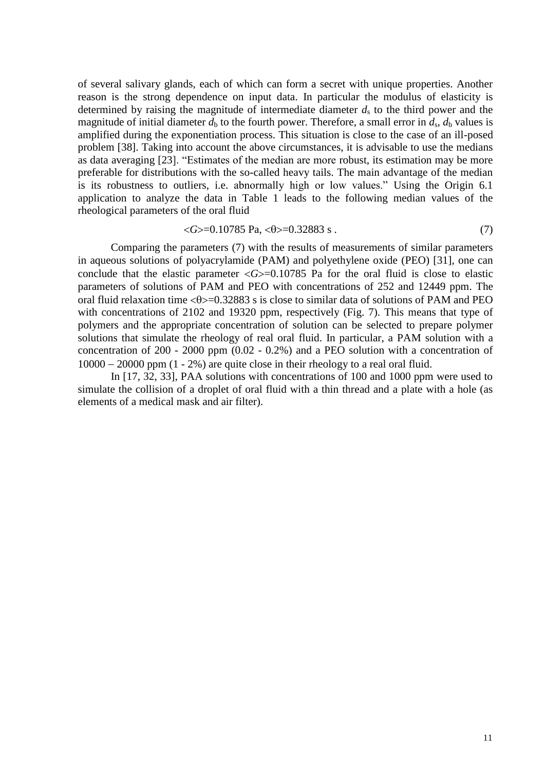of several salivary glands, each of which can form a secret with unique properties. Another reason is the strong dependence on input data. In particular the modulus of elasticity is determined by raising the magnitude of intermediate diameter $d_s$ to the third power and the magnitude of initial diameter $d_b$ to the fourth power. Therefore, a small error in $d_s$, $d_b$ values is amplified during the exponentiation process. This situation is close to the case of an ill-posed problem [38]. Taking into account the above circumstances, it is advisable to use the medians as data averaging [23]. "Estimates of the median are more robust, its estimation may be more preferable for distributions with the so-called heavy tails. The main advantage of the median is its robustness to outliers, i.e. abnormally high or low values." Using the Origin 6.1 application to analyze the data in Table 1 leads to the following median values of the rheological parameters of the oral fluid

$$<G>=0.10785 \text{ Pa}, <\theta>=0.32883 \text{ s} . \tag{7}$$

Comparing the parameters (7) with the results of measurements of similar parameters in aqueous solutions of polyacrylamide (PAM) and polyethylene oxide (PEO) [31], one can conclude that the elastic parameter $<G>=0.10785$ Pa for the oral fluid is close to elastic parameters of solutions of PAM and PEO with concentrations of 252 and 12449 ppm. The oral fluid relaxation time $<\theta>=0.32883$ s is close to similar data of solutions of PAM and PEO with concentrations of 2102 and 19320 ppm, respectively (Fig. 7). This means that type of polymers and the appropriate concentration of solution can be selected to prepare polymer solutions that simulate the rheology of real oral fluid. In particular, a PAM solution with a concentration of 200 - 2000 ppm (0.02 - 0.2%) and a PEO solution with a concentration of 10000 – 20000 ppm (1 - 2%) are quite close in their rheology to a real oral fluid.

In [17, 32, 33], PAA solutions with concentrations of 100 and 1000 ppm were used to simulate the collision of a droplet of oral fluid with a thin thread and a plate with a hole (as elements of a medical mask and air filter).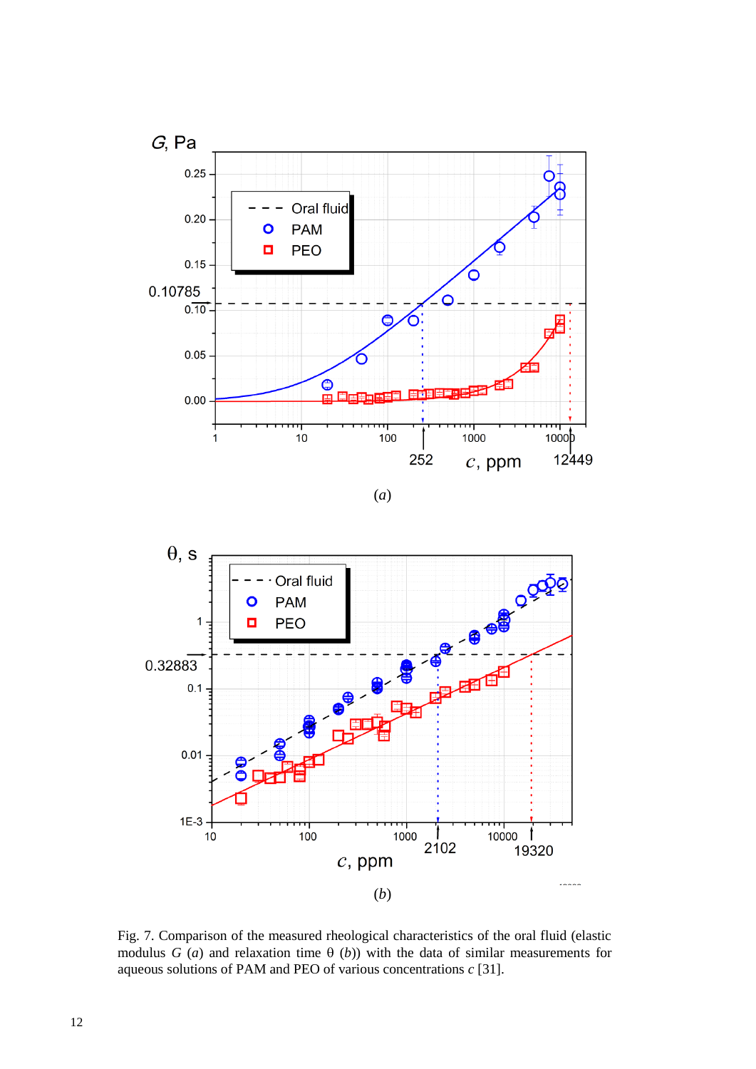Fig. 7. Comparison of the measured rheological characteristics of the oral fluid (elastic modulus $G$ ($a$) and relaxation time $\theta$ ($b$)) with the data of similar measurements for aqueous solutions of PAM and PEO of various concentrations $c$ [31].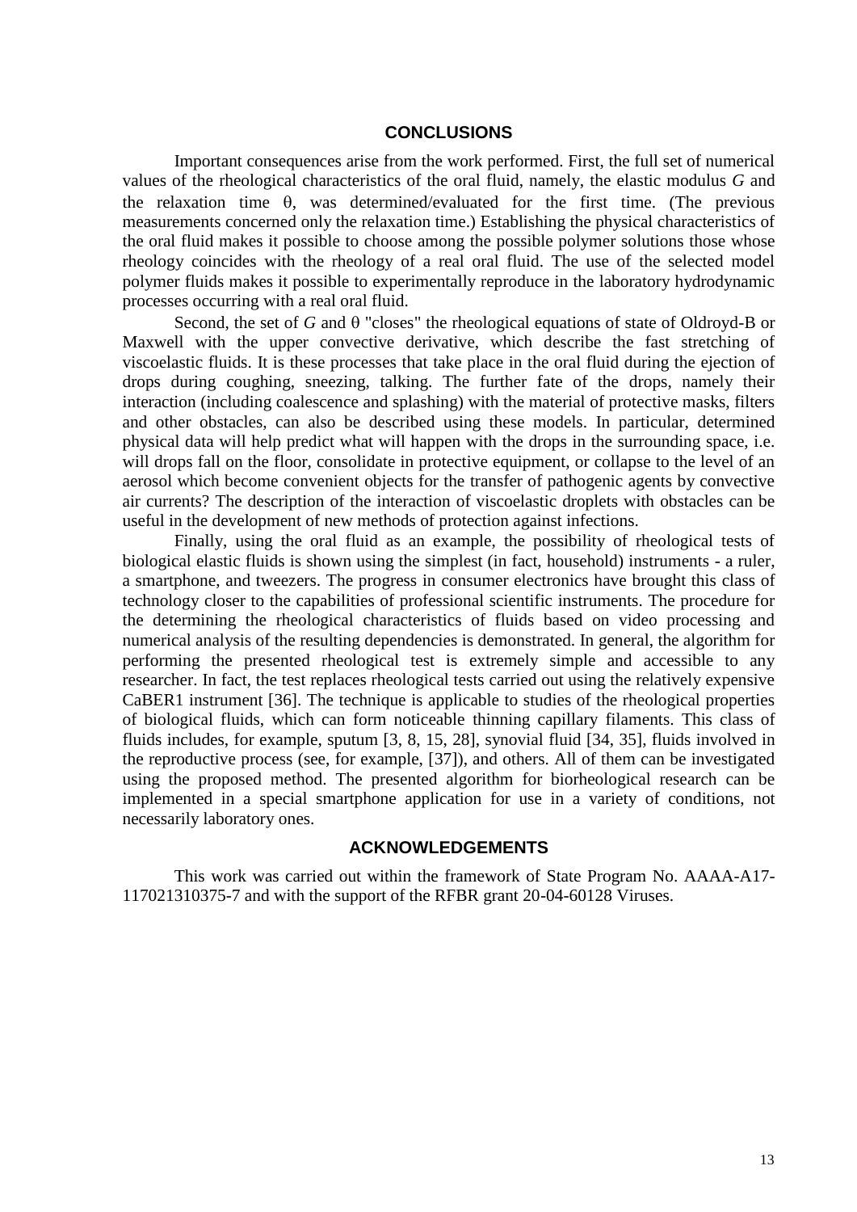## CONCLUSIONS

Important consequences arise from the work performed. First, the full set of numerical values of the rheological characteristics of the oral fluid, namely, the elastic modulus $G$ and the relaxation time $\theta$, was determined/evaluated for the first time. (The previous measurements concerned only the relaxation time.) Establishing the physical characteristics of the oral fluid makes it possible to choose among the possible polymer solutions those whose rheology coincides with the rheology of a real oral fluid. The use of the selected model polymer fluids makes it possible to experimentally reproduce in the laboratory hydrodynamic processes occurring with a real oral fluid.

Second, the set of $G$ and $\theta$ "closes" the rheological equations of state of Oldroyd-B or Maxwell with the upper convective derivative, which describe the fast stretching of viscoelastic fluids. It is these processes that take place in the oral fluid during the ejection of drops during coughing, sneezing, talking. The further fate of the drops, namely their interaction (including coalescence and splashing) with the material of protective masks, filters and other obstacles, can also be described using these models. In particular, determined physical data will help predict what will happen with the drops in the surrounding space, i.e. will drops fall on the floor, consolidate in protective equipment, or collapse to the level of an aerosol which become convenient objects for the transfer of pathogenic agents by convective air currents? The description of the interaction of viscoelastic droplets with obstacles can be useful in the development of new methods of protection against infections.

Finally, using the oral fluid as an example, the possibility of rheological tests of biological elastic fluids is shown using the simplest (in fact, household) instruments - a ruler, a smartphone, and tweezers. The progress in consumer electronics have brought this class of technology closer to the capabilities of professional scientific instruments. The procedure for the determining the rheological characteristics of fluids based on video processing and numerical analysis of the resulting dependencies is demonstrated. In general, the algorithm for performing the presented rheological test is extremely simple and accessible to any researcher. In fact, the test replaces rheological tests carried out using the relatively expensive CaBER1 instrument [36]. The technique is applicable to studies of the rheological properties of biological fluids, which can form noticeable thinning capillary filaments. This class of fluids includes, for example, sputum [3, 8, 15, 28], synovial fluid [34, 35], fluids involved in the reproductive process (see, for example, [37]), and others. All of them can be investigated using the proposed method. The presented algorithm for biorheological research can be implemented in a special smartphone application for use in a variety of conditions, not necessarily laboratory ones.

## ACKNOWLEDGEMENTS

This work was carried out within the framework of State Program No. AAAA-A17-117021310375-7 and with the support of the RFBR grant 20-04-60128 Viruses.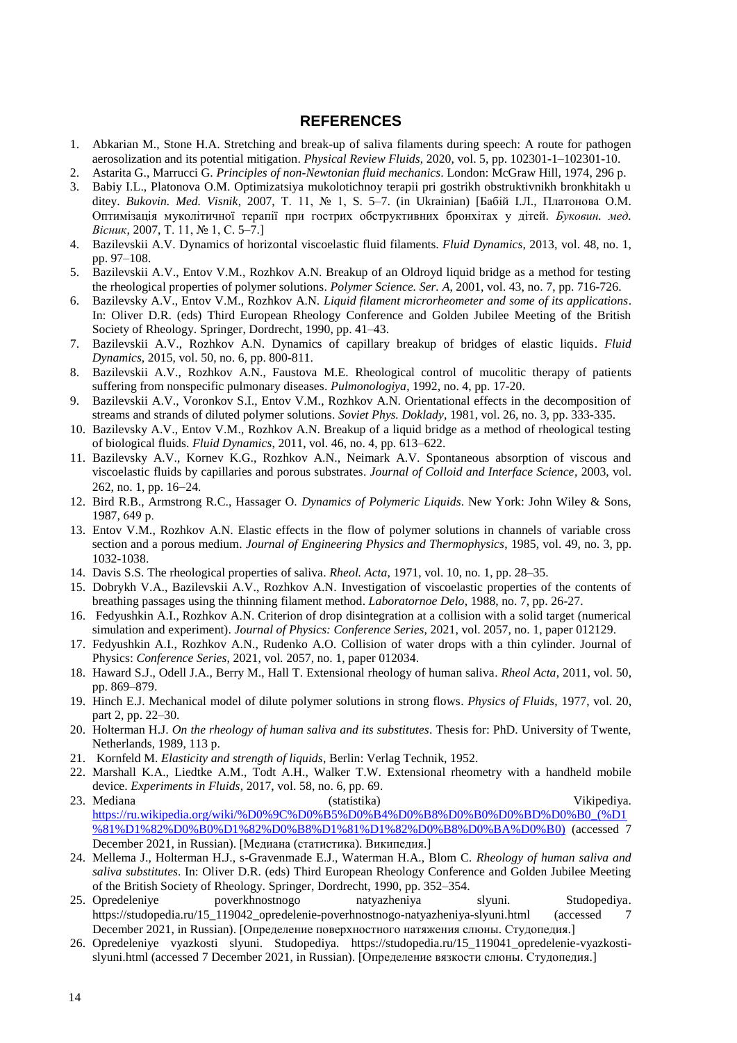## REFERENCES

1. Abkarian M., Stone H.A. Stretching and break-up of saliva filaments during speech: A route for pathogen aerosolization and its potential mitigation. *Physical Review Fluids*, 2020, vol. 5, pp. 102301-1–102301-10.
2. Astarita G., Marrucci G. *Principles of non-Newtonian fluid mechanics*. London: McGraw Hill, 1974, 296 p.
3. Babiy I.L., Platonova O.M. Optimizatsiya mukolotichnoy terapii pri gostrikh obstruktivnikh bronkhitakh u ditey. *Bukovin. Med. Visnik*, 2007, T. 11, № 1, S. 5–7. (in Ukrainian) [Бабій І.Л., Платонова О.М. Оптимізація муколітичної терапії при гострих обструктивних бронхітах у дітей. *Буковин. мед. Вісник*, 2007, Т. 11, № 1, С. 5–7.]
4. Bazilevskii A.V. Dynamics of horizontal viscoelastic fluid filaments. *Fluid Dynamics*, 2013, vol. 48, no. 1, pp. 97–108.
5. Bazilevskii A.V., Entov V.M., Rozhkov A.N. Breakup of an Oldroyd liquid bridge as a method for testing the rheological properties of polymer solutions. *Polymer Science. Ser. A*, 2001, vol. 43, no. 7, pp. 716-726.
6. Bazilevsky A.V., Entov V.M., Rozhkov A.N. *Liquid filament microrheometer and some of its applications*. In: Oliver D.R. (eds) Third European Rheology Conference and Golden Jubilee Meeting of the British Society of Rheology. Springer, Dordrecht, 1990, pp. 41–43.
7. Bazilevskii A.V., Rozhkov A.N. Dynamics of capillary breakup of bridges of elastic liquids. *Fluid Dynamics*, 2015, vol. 50, no. 6, pp. 800-811.
8. Bazilevskii A.V., Rozhkov A.N., Faustova M.E. Rheological control of mucolitic therapy of patients suffering from nonspecific pulmonary diseases. *Pulmonologiya*, 1992, no. 4, pp. 17-20.
9. Bazilevskii A.V., Voronkov S.I., Entov V.M., Rozhkov A.N. Orientational effects in the decomposition of streams and strands of diluted polymer solutions. *Soviet Phys. Doklady*, 1981, vol. 26, no. 3, pp. 333-335.
10. Bazilevsky A.V., Entov V.M., Rozhkov A.N. Breakup of a liquid bridge as a method of rheological testing of biological fluids. *Fluid Dynamics*, 2011, vol. 46, no. 4, pp. 613–622.
11. Bazilevsky A.V., Kornev K.G., Rozhkov A.N., Neimark A.V. Spontaneous absorption of viscous and viscoelastic fluids by capillaries and porous substrates. *Journal of Colloid and Interface Science*, 2003, vol. 262, no. 1, pp. 16–24.
12. Bird R.B., Armstrong R.C., Hassager O. *Dynamics of Polymeric Liquids*. New York: John Wiley & Sons, 1987, 649 p.
13. Entov V.M., Rozhkov A.N. Elastic effects in the flow of polymer solutions in channels of variable cross section and a porous medium. *Journal of Engineering Physics and Thermophysics*, 1985, vol. 49, no. 3, pp. 1032-1038.
14. Davis S.S. The rheological properties of saliva. *Rheol. Acta*, 1971, vol. 10, no. 1, pp. 28–35.
15. Dobrykh V.A., Bazilevskii A.V., Rozhkov A.N. Investigation of viscoelastic properties of the contents of breathing passages using the thinning filament method. *Laboratornoe Delo*, 1988, no. 7, pp. 26-27.
16. Fedyushkin A.I., Rozhkov A.N. Criterion of drop disintegration at a collision with a solid target (numerical simulation and experiment). *Journal of Physics: Conference Series*, 2021, vol. 2057, no. 1, paper 012129.
17. Fedyushkin A.I., Rozhkov A.N., Rudenko A.O. Collision of water drops with a thin cylinder. Journal of Physics: *Conference Series*, 2021, vol. 2057, no. 1, paper 012034.
18. Haward S.J., Odell J.A., Berry M., Hall T. Extensional rheology of human saliva. *Rheol Acta*, 2011, vol. 50, pp. 869–879.
19. Hinch E.J. Mechanical model of dilute polymer solutions in strong flows. *Physics of Fluids*, 1977, vol. 20, part 2, pp. 22–30.
20. Holterman H.J. *On the rheology of human saliva and its substitutes*. Thesis for: PhD. University of Twente, Netherlands, 1989, 113 p.
21. Kornfeld M. *Elasticity and strength of liquids*, Berlin: Verlag Technik, 1952.
22. Marshall K.A., Liedtke A.M., Todt A.H., Walker T.W. Extensional rheometry with a handheld mobile device. *Experiments in Fluids*, 2017, vol. 58, no. 6, pp. 69.
23. Mediana (statistika) Vikipediya. https://ru.wikipedia.org/wiki/%D0%9C%D0%B5%D0%B4%D0%B8%D0%B0%D0%BD%D0%B0_(%D1%81%D1%82%D0%B0%D1%82%D0%B8%D1%81%D1%82%D0%B8%D0%BA%D0%B0) (accessed 7 December 2021, in Russian). [Медиана (статистика). Википедия.]
24. Mellema J., Holterman H.J., s-Gravenmade E.J., Waterman H.A., Blom C. *Rheology of human saliva and saliva substitutes*. In: Oliver D.R. (eds) Third European Rheology Conference and Golden Jubilee Meeting of the British Society of Rheology. Springer, Dordrecht, 1990, pp. 352–354.
25. Opredeleniye poverkhnostnogo natyazheniya slyuni. Studopediya. https://studopedia.ru/15_119042_opredelenie-poverhnostnogo-natyazheniya-slyuni.html (accessed 7 December 2021, in Russian). [Определение поверхностного натяжения слюны. Студопедия.]
26. Opredeleniye vyazkosti slyuni. Studopediya. https://studopedia.ru/15_119041_opredelenie-vyazkosti-slyuni.html (accessed 7 December 2021, in Russian). [Определение вязкости слюны. Студопедия.]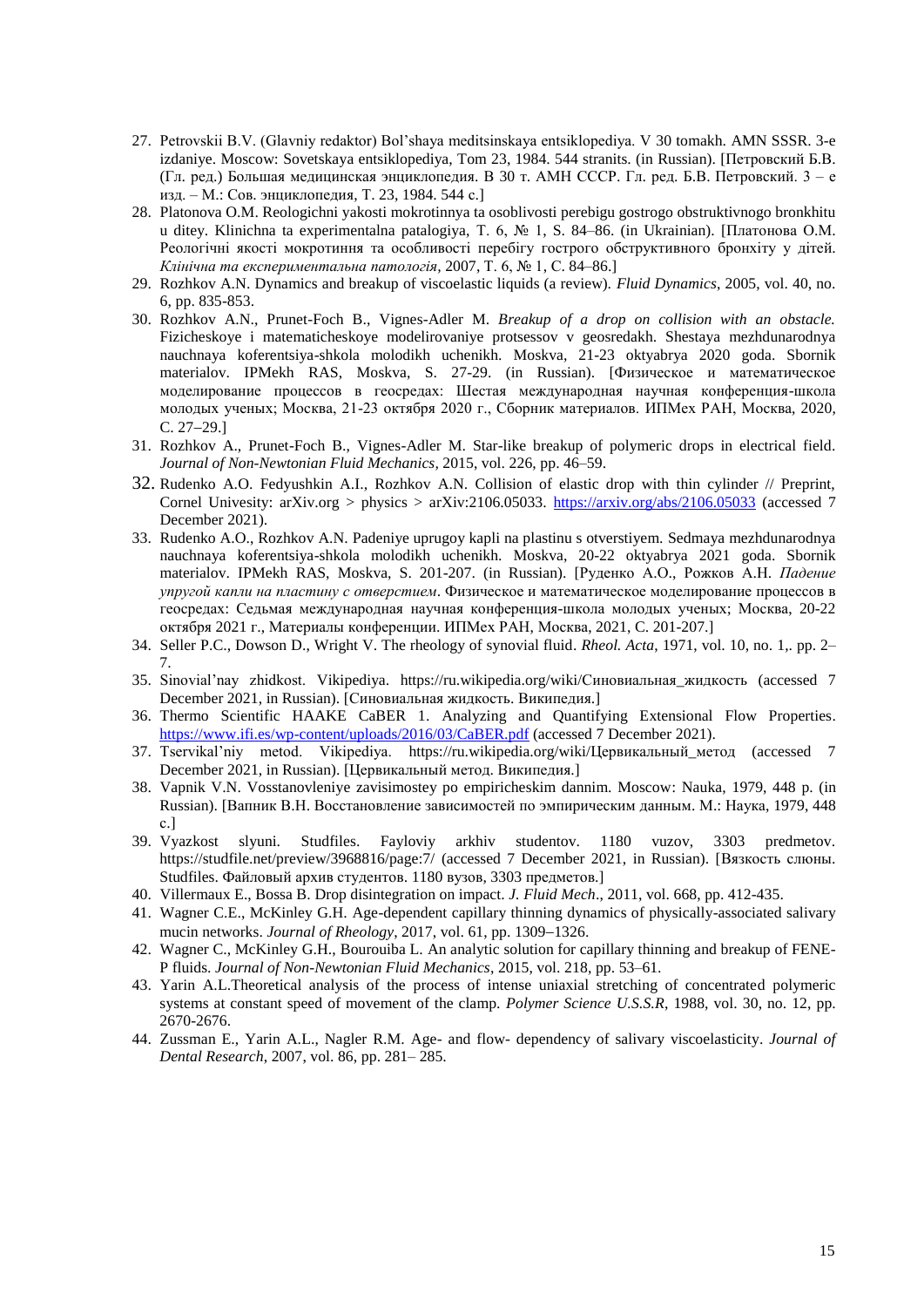27. Petrovskii B.V. (Glavniy redaktor) Bol'shaya meditsinskaya entsiklopediya. V 30 tomakh. AMN SSSR. 3-e izdaniye. Moscow: Sovetskaya entsiklopediya, Tom 23, 1984. 544 stranits. (in Russian). [Петровский Б.В. (Гл. ред.) Большая медицинская энциклопедия. В 30 т. АМН СССР. Гл. ред. Б.В. Петровский. 3 – е изд. – М.: Сов. энциклопедия, Т. 23, 1984. 544 с.]
28. Platonova O.M. Reologichni yakosti mokrotinnya ta osoblivosti perebigu gostrogo obstruktivnogo bronkhitu u ditey. Klinichna ta experimentalna patalogiya, T. 6, № 1, S. 84–86. (in Ukrainian). [Платонова О.М. Реологічні якості мокротиння та особливості перебігу гострого обструктивного бронхіту у дітей. *Клінічна та експериментальна патологія*, 2007, Т. 6, № 1, С. 84–86.]
29. Rozhkov A.N. Dynamics and breakup of viscoelastic liquids (a review). *Fluid Dynamics*, 2005, vol. 40, no. 6, pp. 835-853.
30. Rozhkov A.N., Prunet-Foch B., Vignes-Adler M. *Breakup of a drop on collision with an obstacle.* Fizicheskoye i matematicheskoye modelirovaniye protsessov v geosredakh. Shestaya mezhdunarodnya nauchnaya koferentsiya-shkola molodikh uchenikh. Moskva, 21-23 oktyabrya 2020 goda. Sbornik materialov. IPMekh RAS, Moskva, S. 27-29. (in Russian). [Физическое и математическое моделирование процессов в геосредах: Шестая международная научная конференция-школа молодых ученых; Москва, 21-23 октября 2020 г., Сборник материалов. ИПМех РАН, Москва, 2020, С. 27–29.]
31. Rozhkov A., Prunet-Foch B., Vignes-Adler M. Star-like breakup of polymeric drops in electrical field. *Journal of Non-Newtonian Fluid Mechanics*, 2015, vol. 226, pp. 46–59.
32. Rudenko A.O. Fedyushkin A.I., Rozhkov A.N. Collision of elastic drop with thin cylinder // Preprint, Cornel Univesity: arXiv.org > physics > arXiv:2106.05033. https://arxiv.org/abs/2106.05033 (accessed 7 December 2021).
33. Rudenko A.O., Rozhkov A.N. Padeniye uprugoy kapli na plastinu s otverstiyem. Sedmaya mezhdunarodnya nauchnaya koferentsiya-shkola molodikh uchenikh. Moskva, 20-22 oktyabrya 2021 goda. Sbornik materialov. IPMekh RAS, Moskva, S. 201-207. (in Russian). [Руденко А.О., Рожков А.Н. *Падение упругой капли на пластину с отверстием*. Физическое и математическое моделирование процессов в геосредах: Седьмая международная научная конференция-школа молодых ученых; Москва, 20-22 октября 2021 г., Материалы конференции. ИПМех РАН, Москва, 2021, С. 201-207.]
34. Seller P.C., Dowson D., Wright V. The rheology of synovial fluid. *Rheol. Acta*, 1971, vol. 10, no. 1,. pp. 2–7.
35. Sinovial'nay zhidkost. Vikipediya. https://ru.wikipedia.org/wiki/Синовиальная_жидкость (accessed 7 December 2021, in Russian). [Синовиальная жидкость. Википедия.]
36. Thermo Scientific HAAKE CaBER 1. Analyzing and Quantifying Extensional Flow Properties. https://www.ifi.es/wp-content/uploads/2016/03/CaBER.pdf (accessed 7 December 2021).
37. Tservikal'niy metod. Vikipediya. https://ru.wikipedia.org/wiki/Цервикальный_метод (accessed 7 December 2021, in Russian). [Цервикальный метод. Википедия.]
38. Vapnik V.N. Vosstanovleniye zavisimostey po empiricheskim dannim. Moscow: Nauka, 1979, 448 p. (in Russian). [Вапник В.Н. Восстановление зависимостей по эмпирическим данным. М.: Наука, 1979, 448 с.]
39. Vyazkost slyuni. Studfiles. Fayloviy arkhiv studentov. 1180 vuzov, 3303 predmetov. https://studfile.net/preview/3968816/page:7/ (accessed 7 December 2021, in Russian). [Вязкость слюны. Studfiles. Файловый архив студентов. 1180 вузов, 3303 предметов.]
40. Villermaux E., Bossa B. Drop disintegration on impact. *J. Fluid Mech*., 2011, vol. 668, pp. 412-435.
41. Wagner C.E., McKinley G.H. Age-dependent capillary thinning dynamics of physically-associated salivary mucin networks. *Journal of Rheology*, 2017, vol. 61, pp. 1309–1326.
42. Wagner C., McKinley G.H., Bourouiba L. An analytic solution for capillary thinning and breakup of FENE-P fluids. *Journal of Non-Newtonian Fluid Mechanics*, 2015, vol. 218, pp. 53–61.
43. Yarin A.L.Theoretical analysis of the process of intense uniaxial stretching of concentrated polymeric systems at constant speed of movement of the clamp. *Polymer Science U.S.S.R*, 1988, vol. 30, no. 12, pp. 2670-2676.
44. Zussman E., Yarin A.L., Nagler R.M. Age- and flow- dependency of salivary viscoelasticity. *Journal of Dental Research*, 2007, vol. 86, pp. 281– 285.